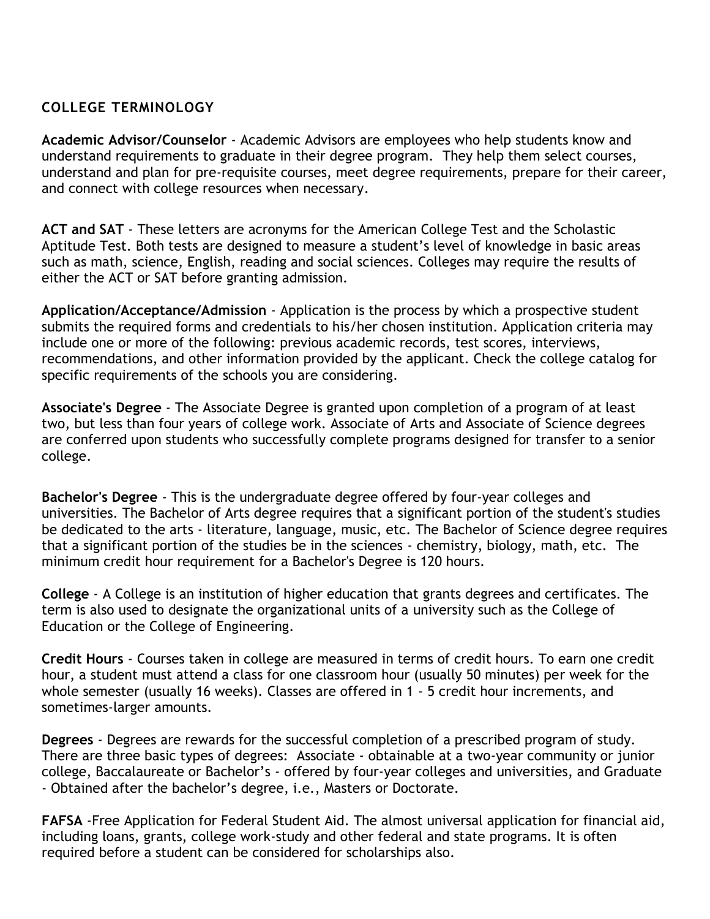## COLLEGE TERMINOLOGY

**Academic Advisor/Counselor** - Academic Advisors are employees who help students know and understand requirements to graduate in their degree program. They help them select courses, understand and plan for pre-requisite courses, meet degree requirements, prepare for their career, and connect with college resources when necessary.

**ACT and SAT** - These letters are acronyms for the American College Test and the Scholastic Aptitude Test. Both tests are designed to measure a student's level of knowledge in basic areas such as math, science, English, reading and social sciences. Colleges may require the results of either the ACT or SAT before granting admission.

**Application/Acceptance/Admission** - Application is the process by which a prospective student submits the required forms and credentials to his/her chosen institution. Application criteria may include one or more of the following: previous academic records, test scores, interviews, recommendations, and other information provided by the applicant. Check the college catalog for specific requirements of the schools you are considering.

**Associate's Degree** - The Associate Degree is granted upon completion of a program of at least two, but less than four years of college work. Associate of Arts and Associate of Science degrees are conferred upon students who successfully complete programs designed for transfer to a senior college.

**Bachelor's Degree** - This is the undergraduate degree offered by four-year colleges and universities. The Bachelor of Arts degree requires that a significant portion of the student's studies be dedicated to the arts - literature, language, music, etc. The Bachelor of Science degree requires that a significant portion of the studies be in the sciences - chemistry, biology, math, etc. The minimum credit hour requirement for a Bachelor's Degree is 120 hours.

**College** - A College is an institution of higher education that grants degrees and certificates. The term is also used to designate the organizational units of a university such as the College of Education or the College of Engineering.

**Credit Hours** - Courses taken in college are measured in terms of credit hours. To earn one credit hour, a student must attend a class for one classroom hour (usually 50 minutes) per week for the whole semester (usually 16 weeks). Classes are offered in 1 - 5 credit hour increments, and sometimes-larger amounts.

**Degrees** - Degrees are rewards for the successful completion of a prescribed program of study. There are three basic types of degrees: Associate - obtainable at a two-year community or junior college, Baccalaureate or Bachelor's - offered by four-year colleges and universities, and Graduate - Obtained after the bachelor's degree, i.e., Masters or Doctorate.

**FAFSA** -Free Application for Federal Student Aid. The almost universal application for financial aid, including loans, grants, college work-study and other federal and state programs. It is often required before a student can be considered for scholarships also.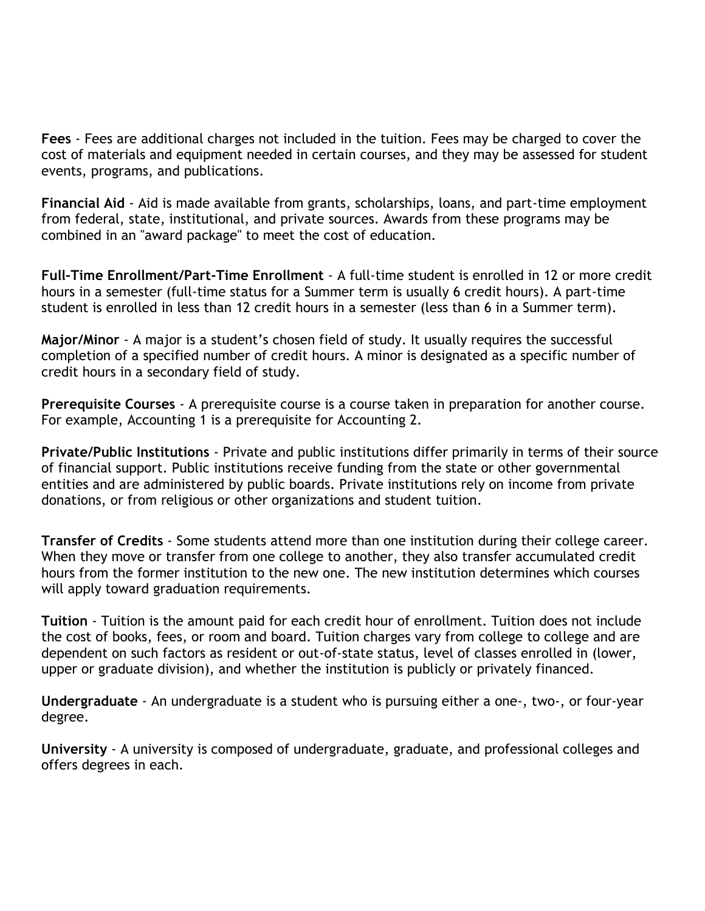**Fees** - Fees are additional charges not included in the tuition. Fees may be charged to cover the cost of materials and equipment needed in certain courses, and they may be assessed for student events, programs, and publications.

**Financial Aid** - Aid is made available from grants, scholarships, loans, and part-time employment from federal, state, institutional, and private sources. Awards from these programs may be combined in an "award package" to meet the cost of education.

**Full-Time Enrollment/Part-Time Enrollment** - A full-time student is enrolled in 12 or more credit hours in a semester (full-time status for a Summer term is usually 6 credit hours). A part-time student is enrolled in less than 12 credit hours in a semester (less than 6 in a Summer term).

**Major/Minor** - A major is a student's chosen field of study. It usually requires the successful completion of a specified number of credit hours. A minor is designated as a specific number of credit hours in a secondary field of study.

**Prerequisite Courses** - A prerequisite course is a course taken in preparation for another course. For example, Accounting 1 is a prerequisite for Accounting 2.

**Private/Public Institutions** - Private and public institutions differ primarily in terms of their source of financial support. Public institutions receive funding from the state or other governmental entities and are administered by public boards. Private institutions rely on income from private donations, or from religious or other organizations and student tuition.

**Transfer of Credits** - Some students attend more than one institution during their college career. When they move or transfer from one college to another, they also transfer accumulated credit hours from the former institution to the new one. The new institution determines which courses will apply toward graduation requirements.

**Tuition** - Tuition is the amount paid for each credit hour of enrollment. Tuition does not include the cost of books, fees, or room and board. Tuition charges vary from college to college and are dependent on such factors as resident or out-of-state status, level of classes enrolled in (lower, upper or graduate division), and whether the institution is publicly or privately financed.

**Undergraduate** - An undergraduate is a student who is pursuing either a one-, two-, or four-year degree.

**University** - A university is composed of undergraduate, graduate, and professional colleges and offers degrees in each.